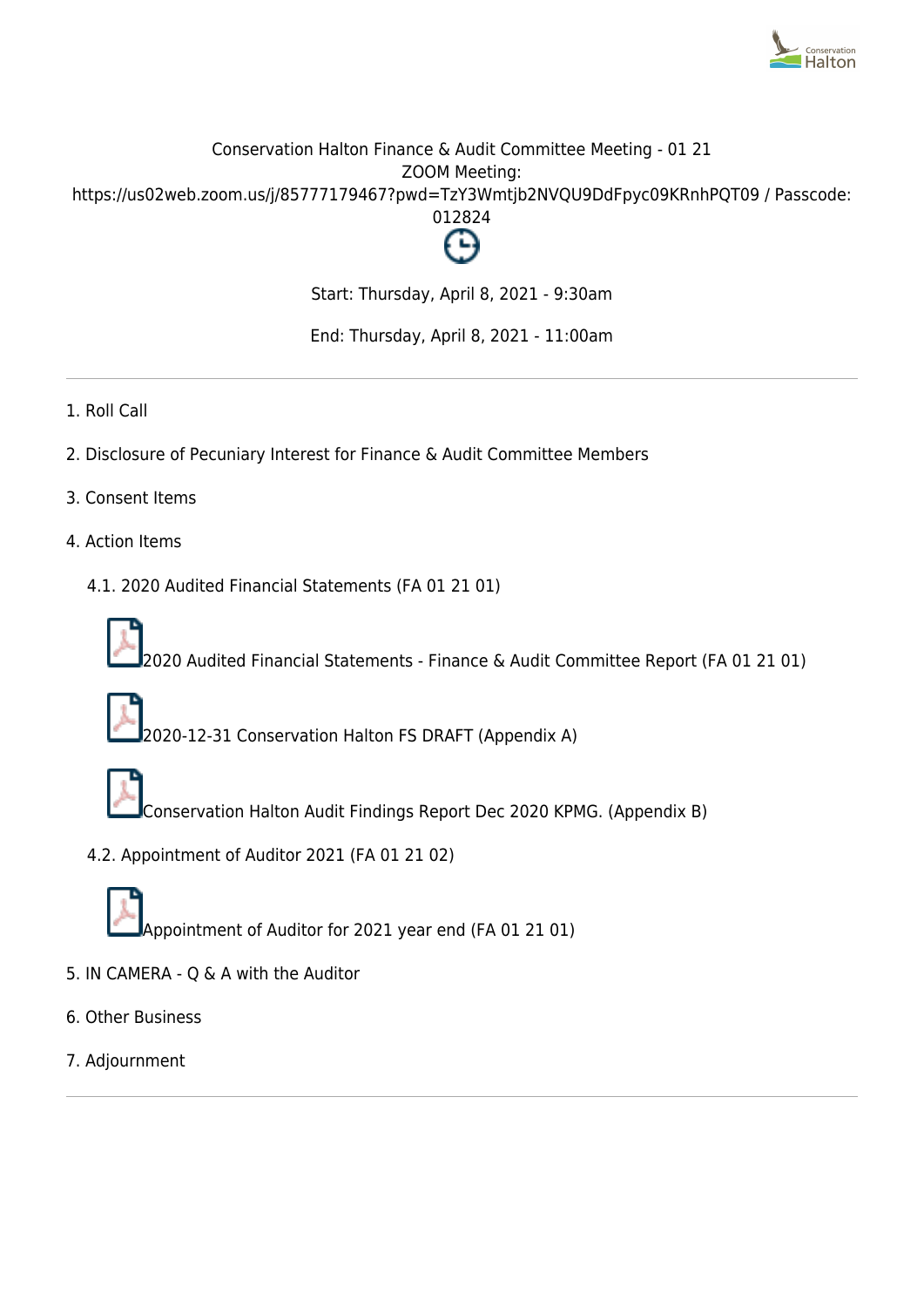Conservation Halton Finance & Audit Committee Meeting - 01 21
ZOOM Meeting:
https://us02web.zoom.us/j/85777179467?pwd=TzY3Wmtjb2NVQU9DdFpyc09KRnhPQT09 / Passcode: 012824

Start: Thursday, April 8, 2021 - 9:30am

End: Thursday, April 8, 2021 - 11:00am

---

1. Roll Call
2. Disclosure of Pecuniary Interest for Finance & Audit Committee Members
3. Consent Items
4. Action Items
   - 4.1. 2020 Audited Financial Statements (FA 01 21 01)
     - 2020 Audited Financial Statements - Finance & Audit Committee Report (FA 01 21 01)
     - 2020-12-31 Conservation Halton FS DRAFT (Appendix A)
     - Conservation Halton Audit Findings Report Dec 2020 KPMG. (Appendix B)
   - 4.2. Appointment of Auditor 2021 (FA 01 21 02)
     - Appointment of Auditor for 2021 year end (FA 01 21 01)
5. IN CAMERA - Q & A with the Auditor
6. Other Business
7. Adjournment

---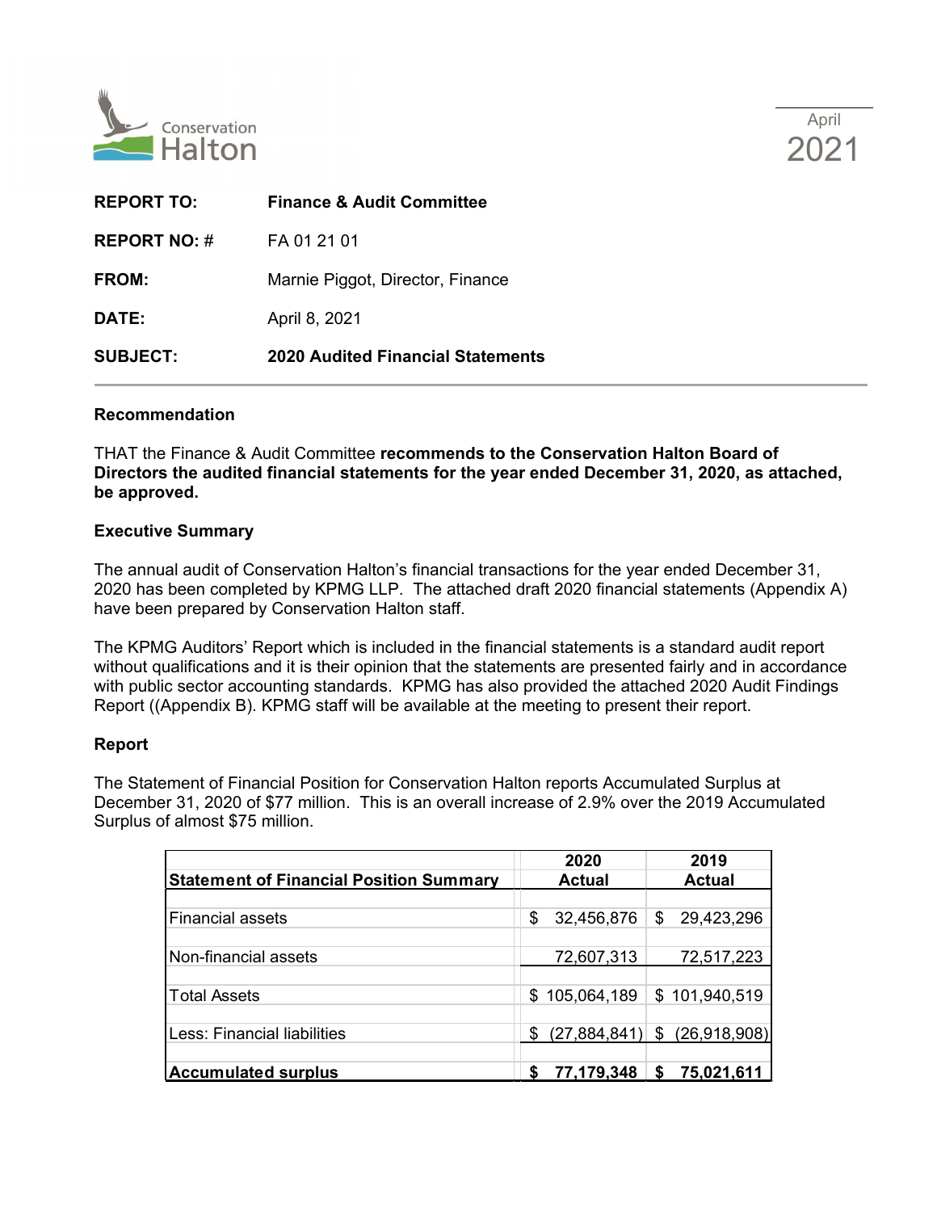Conservation Halton

April 2021

| | |
|---|---|
| **REPORT TO:** | **Finance & Audit Committee** |
| **REPORT NO: #** | FA 01 21 01 |
| **FROM:** | Marnie Piggot, Director, Finance |
| **DATE:** | April 8, 2021 |
| **SUBJECT:** | **2020 Audited Financial Statements** |

### Recommendation

THAT the Finance & Audit Committee **recommends to the Conservation Halton Board of Directors the audited financial statements for the year ended December 31, 2020, as attached, be approved.**

### Executive Summary

The annual audit of Conservation Halton's financial transactions for the year ended December 31, 2020 has been completed by KPMG LLP. The attached draft 2020 financial statements (Appendix A) have been prepared by Conservation Halton staff.

The KPMG Auditors' Report which is included in the financial statements is a standard audit report without qualifications and it is their opinion that the statements are presented fairly and in accordance with public sector accounting standards. KPMG has also provided the attached 2020 Audit Findings Report ((Appendix B). KPMG staff will be available at the meeting to present their report.

### Report

The Statement of Financial Position for Conservation Halton reports Accumulated Surplus at December 31, 2020 of $77 million. This is an overall increase of 2.9% over the 2019 Accumulated Surplus of almost $75 million.

| Statement of Financial Position Summary | 2020 Actual | 2019 Actual |
|---|---|---|
| Financial assets | $ 32,456,876 | $ 29,423,296 |
| Non-financial assets | 72,607,313 | 72,517,223 |
| Total Assets | $ 105,064,189 | $ 101,940,519 |
| Less: Financial liabilities | $ (27,884,841) | $ (26,918,908) |
| **Accumulated surplus** | **$ 77,179,348** | **$ 75,021,611** |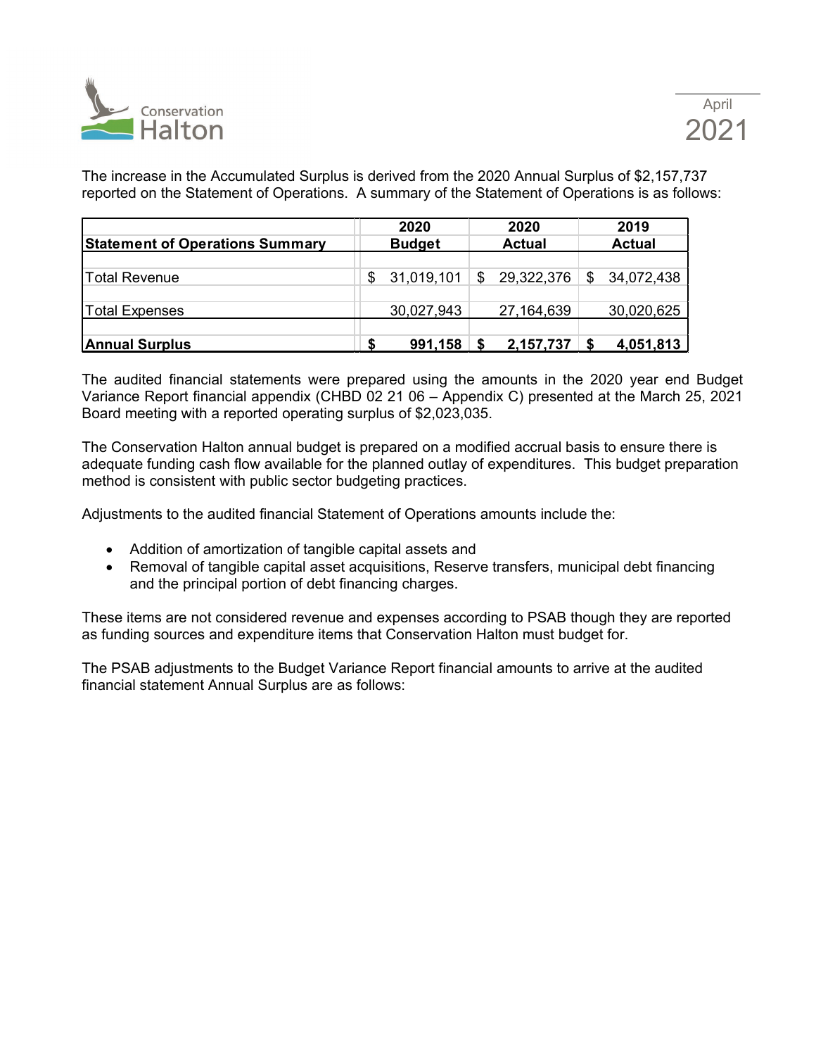The increase in the Accumulated Surplus is derived from the 2020 Annual Surplus of $2,157,737 reported on the Statement of Operations. A summary of the Statement of Operations is as follows:

| Statement of Operations Summary | 2020 Budget | 2020 Actual | 2019 Actual |
|---|---|---|---|
| Total Revenue | $ 31,019,101 | $ 29,322,376 | $ 34,072,438 |
| Total Expenses | 30,027,943 | 27,164,639 | 30,020,625 |
| **Annual Surplus** | **$ 991,158** | **$ 2,157,737** | **$ 4,051,813** |

The audited financial statements were prepared using the amounts in the 2020 year end Budget Variance Report financial appendix (CHBD 02 21 06 – Appendix C) presented at the March 25, 2021 Board meeting with a reported operating surplus of $2,023,035.

The Conservation Halton annual budget is prepared on a modified accrual basis to ensure there is adequate funding cash flow available for the planned outlay of expenditures. This budget preparation method is consistent with public sector budgeting practices.

Adjustments to the audited financial Statement of Operations amounts include the:

- Addition of amortization of tangible capital assets and
- Removal of tangible capital asset acquisitions, Reserve transfers, municipal debt financing and the principal portion of debt financing charges.

These items are not considered revenue and expenses according to PSAB though they are reported as funding sources and expenditure items that Conservation Halton must budget for.

The PSAB adjustments to the Budget Variance Report financial amounts to arrive at the audited financial statement Annual Surplus are as follows: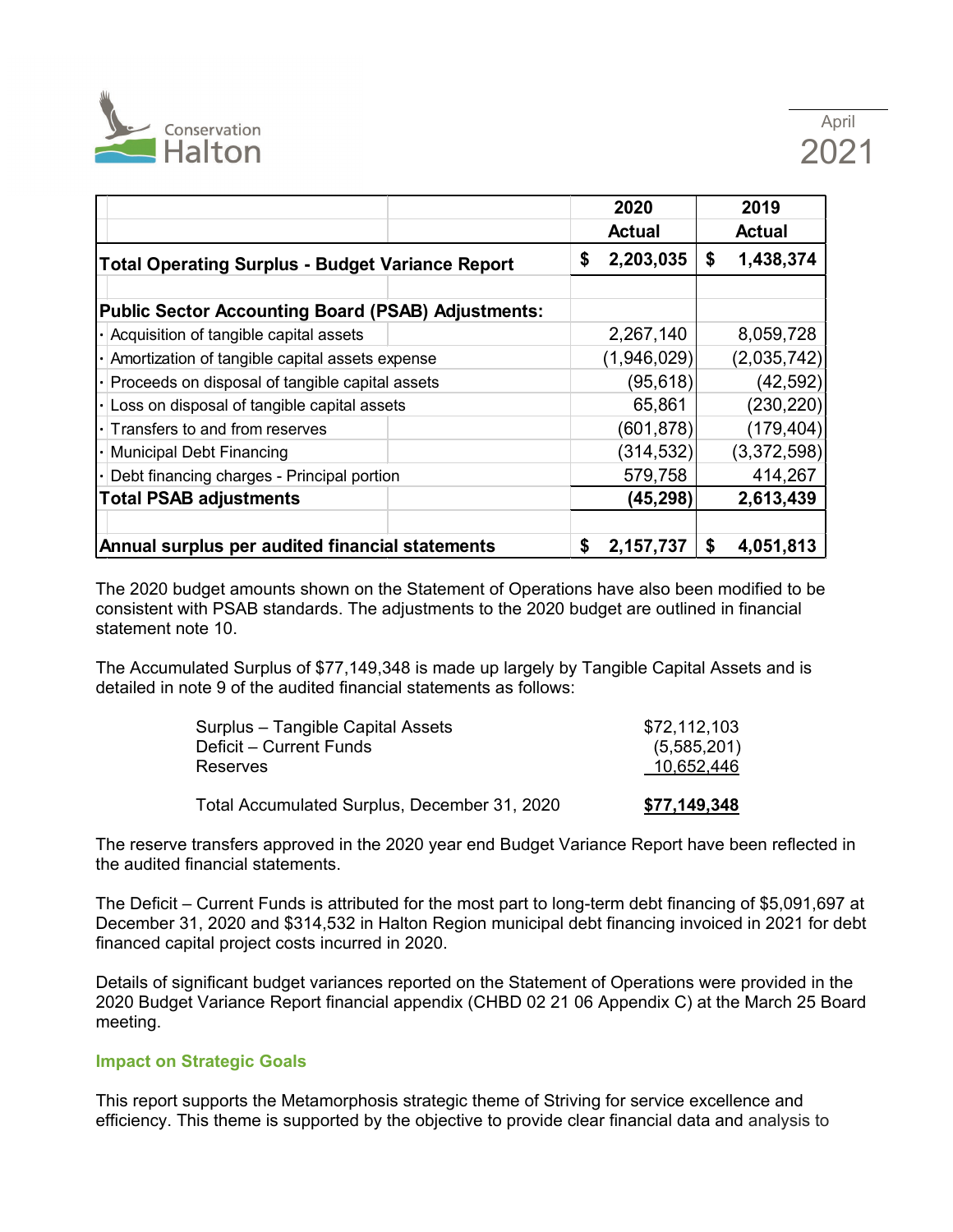| | 2020 Actual | 2019 Actual |
|---|---|---|
| **Total Operating Surplus - Budget Variance Report** | **$ 2,203,035** | **$ 1,438,374** |
| | | |
| **Public Sector Accounting Board (PSAB) Adjustments:** | | |
| · Acquisition of tangible capital assets | 2,267,140 | 8,059,728 |
| · Amortization of tangible capital assets expense | (1,946,029) | (2,035,742) |
| · Proceeds on disposal of tangible capital assets | (95,618) | (42,592) |
| · Loss on disposal of tangible capital assets | 65,861 | (230,220) |
| · Transfers to and from reserves | (601,878) | (179,404) |
| · Municipal Debt Financing | (314,532) | (3,372,598) |
| · Debt financing charges - Principal portion | 579,758 | 414,267 |
| **Total PSAB adjustments** | **(45,298)** | **2,613,439** |
| | | |
| **Annual surplus per audited financial statements** | **$ 2,157,737** | **$ 4,051,813** |

The 2020 budget amounts shown on the Statement of Operations have also been modified to be consistent with PSAB standards. The adjustments to the 2020 budget are outlined in financial statement note 10.

The Accumulated Surplus of $77,149,348 is made up largely by Tangible Capital Assets and is detailed in note 9 of the audited financial statements as follows:

| | |
|---|---|
| Surplus – Tangible Capital Assets | $72,112,103 |
| Deficit – Current Funds | (5,585,201) |
| Reserves | 10,652,446 |
| | |
| Total Accumulated Surplus, December 31, 2020 | **$77,149,348** |

The reserve transfers approved in the 2020 year end Budget Variance Report have been reflected in the audited financial statements.

The Deficit – Current Funds is attributed for the most part to long-term debt financing of $5,091,697 at December 31, 2020 and $314,532 in Halton Region municipal debt financing invoiced in 2021 for debt financed capital project costs incurred in 2020.

Details of significant budget variances reported on the Statement of Operations were provided in the 2020 Budget Variance Report financial appendix (CHBD 02 21 06 Appendix C) at the March 25 Board meeting.

### Impact on Strategic Goals

This report supports the Metamorphosis strategic theme of Striving for service excellence and efficiency. This theme is supported by the objective to provide clear financial data and analysis to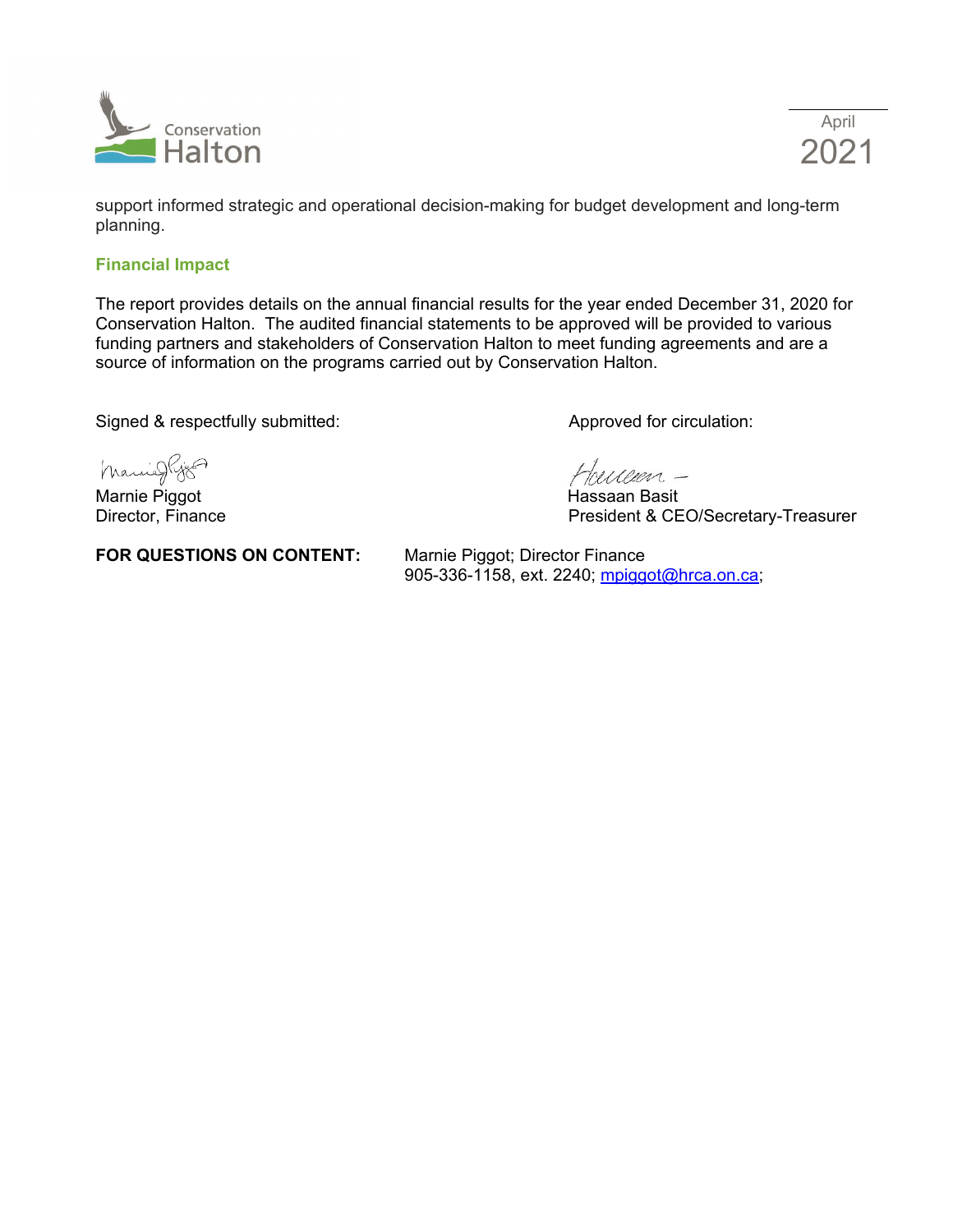support informed strategic and operational decision-making for budget development and long-term planning.

### Financial Impact

The report provides details on the annual financial results for the year ended December 31, 2020 for Conservation Halton. The audited financial statements to be approved will be provided to various funding partners and stakeholders of Conservation Halton to meet funding agreements and are a source of information on the programs carried out by Conservation Halton.

Signed & respectfully submitted:

Marnie Piggot
Director, Finance

Approved for circulation:

Hassaan Basit
President & CEO/Secretary-Treasurer

**FOR QUESTIONS ON CONTENT:** Marnie Piggot; Director Finance
905-336-1158, ext. 2240; mpiggot@hrca.on.ca;